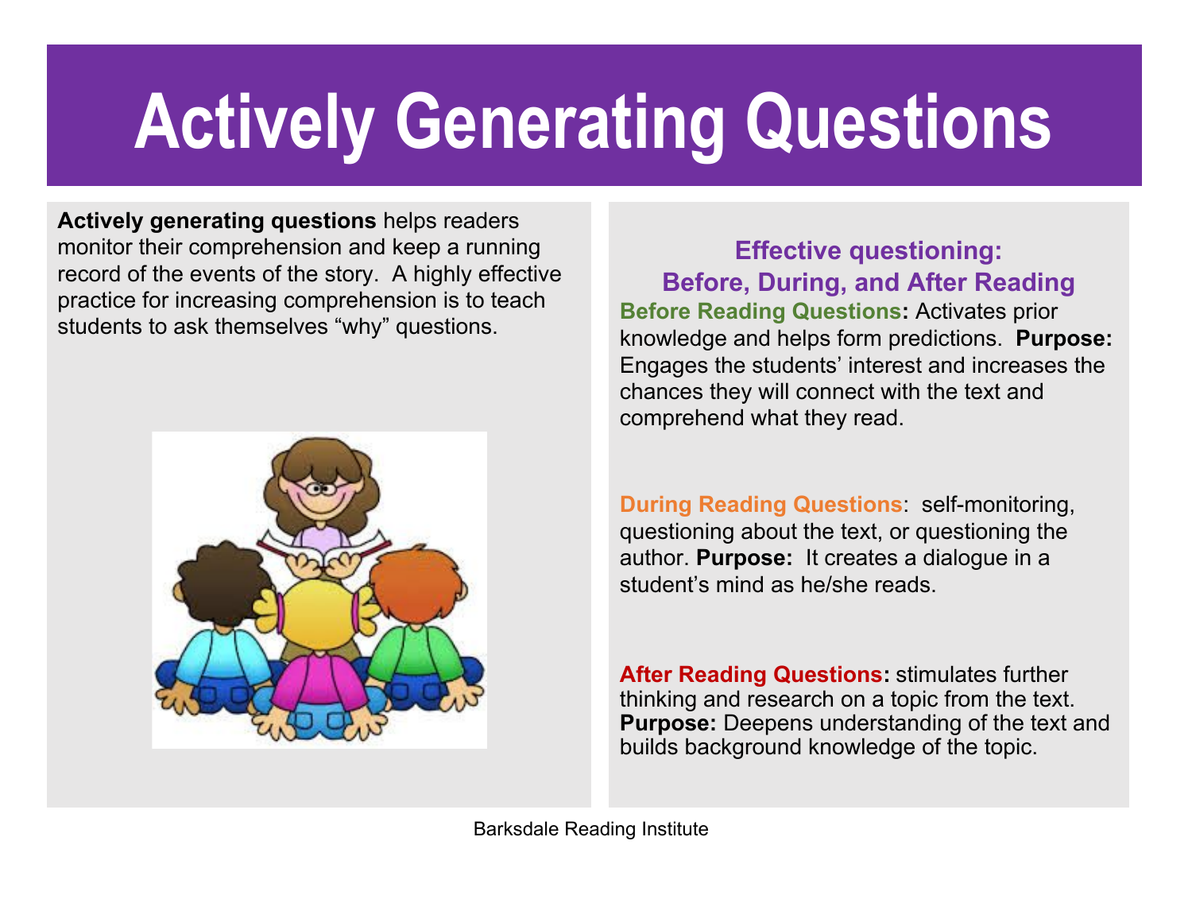# Actively Generating Questions

**Actively generating questions** helps readers monitor their comprehension and keep a running record of the events of the story. A highly effective practice for increasing comprehension is to teach students to ask themselves "why" questions.

## Effective questioning: Before, During, and After Reading

**Before Reading Questions:** Activates prior knowledge and helps form predictions. **Purpose:** Engages the students' interest and increases the chances they will connect with the text and comprehend what they read.

**During Reading Questions**: self-monitoring, questioning about the text, or questioning the author. **Purpose:** It creates a dialogue in a student's mind as he/she reads.

**After Reading Questions:** stimulates further thinking and research on a topic from the text. **Purpose:** Deepens understanding of the text and builds background knowledge of the topic.

Barksdale Reading Institute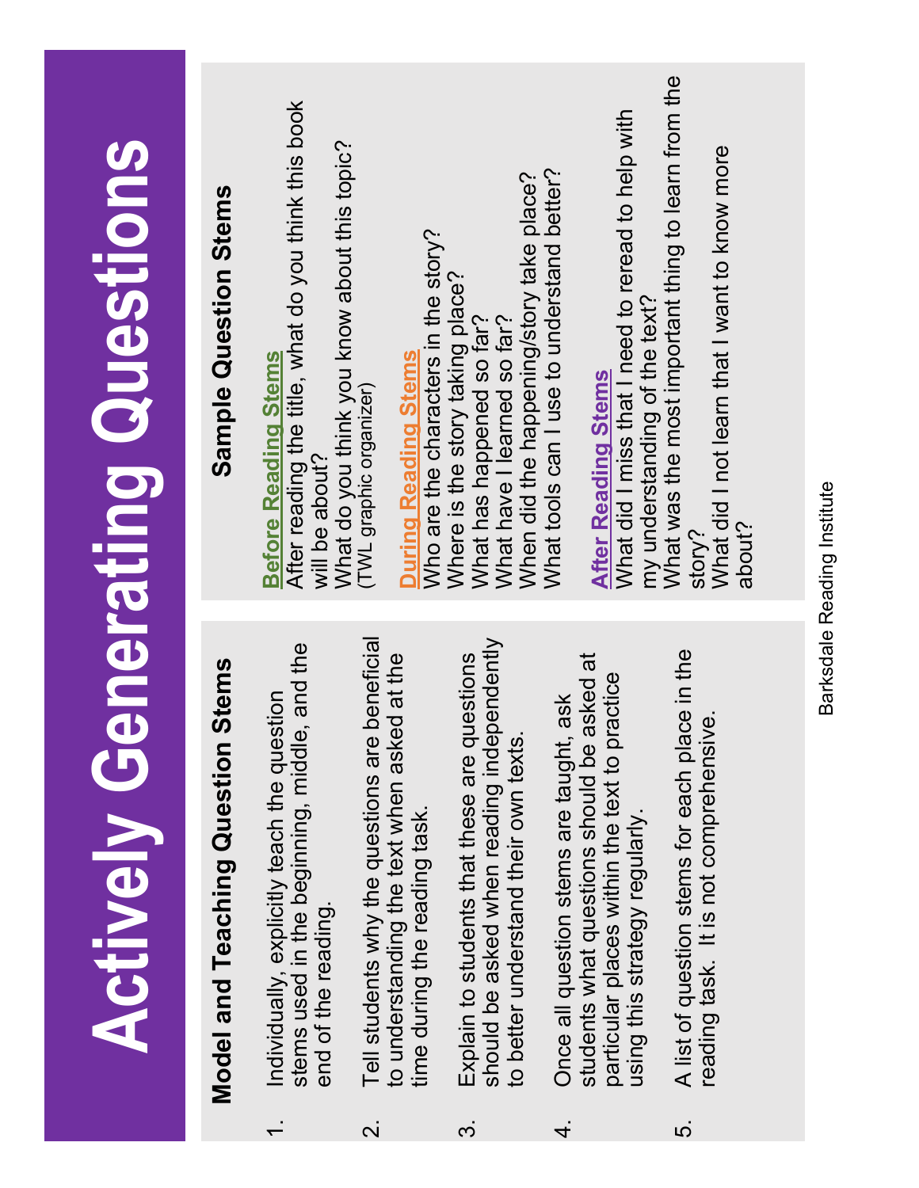# Actively Generating Questions

## Model and Teaching Question Stems

1. Individually, explicitly teach the question stems used in the beginning, middle, and the end of the reading.
2. Tell students why the questions are beneficial to understanding the text when asked at the time during the reading task.
3. Explain to students that these are questions should be asked when reading independently to better understand their own texts.
4. Once all question stems are taught, ask students what questions should be asked at particular places within the text to practice using this strategy regularly.
5. A list of question stems for each place in the reading task. It is not comprehensive.

## Sample Question Stems

**Before Reading Stems**

After reading the title, what do you think this book will be about?
What do you think you know about this topic? (TWL graphic organizer)

**During Reading Stems**

Who are the characters in the story?
Where is the story taking place?
What has happened so far?
What have I learned so far?
When did the happening/story take place?
What tools can I use to understand better?

**After Reading Stems**

What did I miss that I need to reread to help with my understanding of the text?
What was the most important thing to learn from the story?
What did I not learn that I want to know more about?

Barksdale Reading Institute